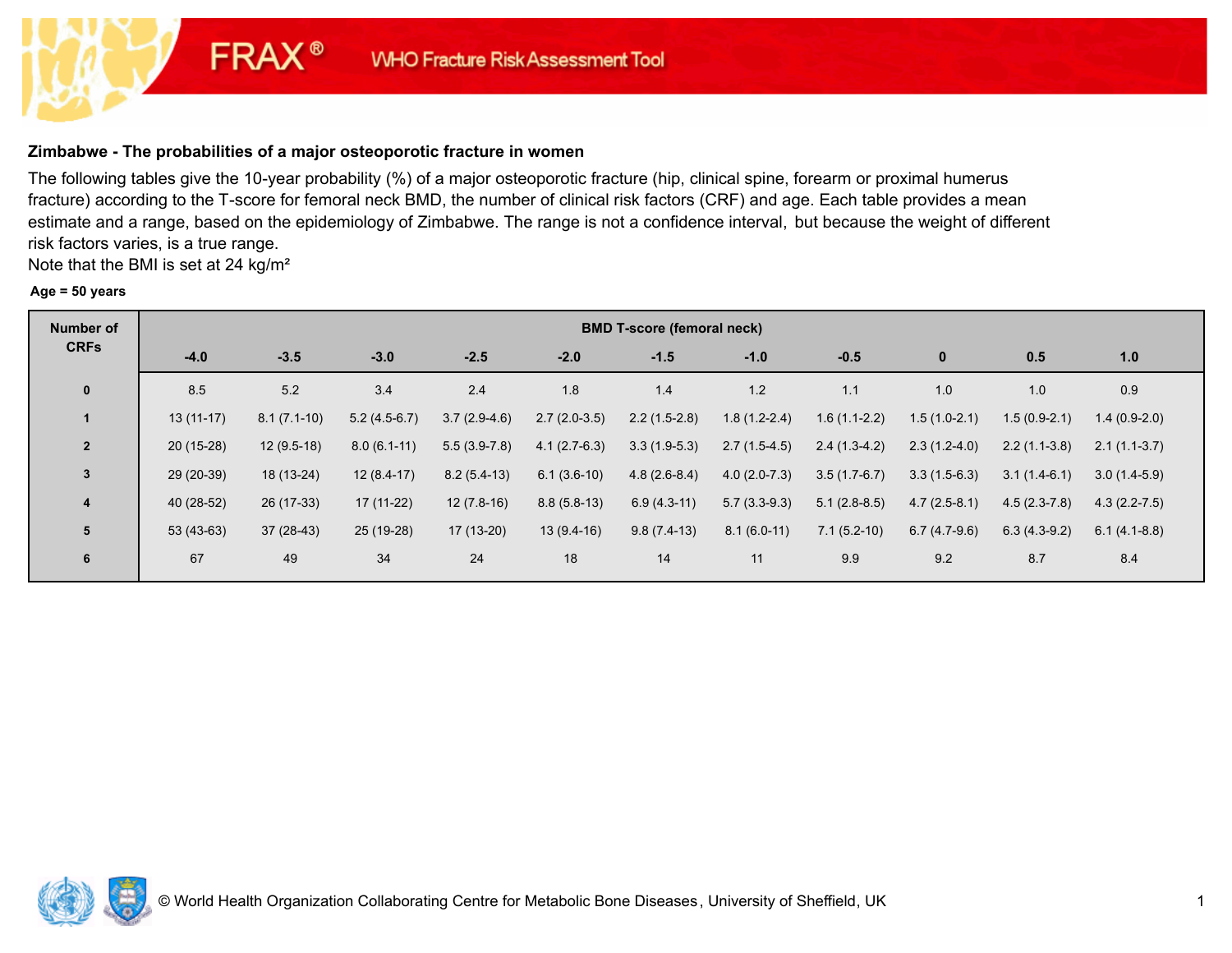FRAX® WHO Fracture Risk Assessment Tool

## Zimbabwe - The probabilities of a major osteoporotic fracture in women

The following tables give the 10-year probability (%) of a major osteoporotic fracture (hip, clinical spine, forearm or proximal humerus fracture) according to the T-score for femoral neck BMD, the number of clinical risk factors (CRF) and age. Each table provides a mean estimate and a range, based on the epidemiology of Zimbabwe. The range is not a confidence interval, but because the weight of different risk factors varies, is a true range.

Note that the BMI is set at 24 kg/m²

**Age = 50 years**

| Number of CRFs | BMD T-score (femoral neck) | | | | | | | | | | |
|---|---|---|---|---|---|---|---|---|---|---|---|
| | -4.0 | -3.5 | -3.0 | -2.5 | -2.0 | -1.5 | -1.0 | -0.5 | 0 | 0.5 | 1.0 |
| 0 | 8.5 | 5.2 | 3.4 | 2.4 | 1.8 | 1.4 | 1.2 | 1.1 | 1.0 | 1.0 | 0.9 |
| 1 | 13 (11-17) | 8.1 (7.1-10) | 5.2 (4.5-6.7) | 3.7 (2.9-4.6) | 2.7 (2.0-3.5) | 2.2 (1.5-2.8) | 1.8 (1.2-2.4) | 1.6 (1.1-2.2) | 1.5 (1.0-2.1) | 1.5 (0.9-2.1) | 1.4 (0.9-2.0) |
| 2 | 20 (15-28) | 12 (9.5-18) | 8.0 (6.1-11) | 5.5 (3.9-7.8) | 4.1 (2.7-6.3) | 3.3 (1.9-5.3) | 2.7 (1.5-4.5) | 2.4 (1.3-4.2) | 2.3 (1.2-4.0) | 2.2 (1.1-3.8) | 2.1 (1.1-3.7) |
| 3 | 29 (20-39) | 18 (13-24) | 12 (8.4-17) | 8.2 (5.4-13) | 6.1 (3.6-10) | 4.8 (2.6-8.4) | 4.0 (2.0-7.3) | 3.5 (1.7-6.7) | 3.3 (1.5-6.3) | 3.1 (1.4-6.1) | 3.0 (1.4-5.9) |
| 4 | 40 (28-52) | 26 (17-33) | 17 (11-22) | 12 (7.8-16) | 8.8 (5.8-13) | 6.9 (4.3-11) | 5.7 (3.3-9.3) | 5.1 (2.8-8.5) | 4.7 (2.5-8.1) | 4.5 (2.3-7.8) | 4.3 (2.2-7.5) |
| 5 | 53 (43-63) | 37 (28-43) | 25 (19-28) | 17 (13-20) | 13 (9.4-16) | 9.8 (7.4-13) | 8.1 (6.0-11) | 7.1 (5.2-10) | 6.7 (4.7-9.6) | 6.3 (4.3-9.2) | 6.1 (4.1-8.8) |
| 6 | 67 | 49 | 34 | 24 | 18 | 14 | 11 | 9.9 | 9.2 | 8.7 | 8.4 |

© World Health Organization Collaborating Centre for Metabolic Bone Diseases, University of Sheffield, UK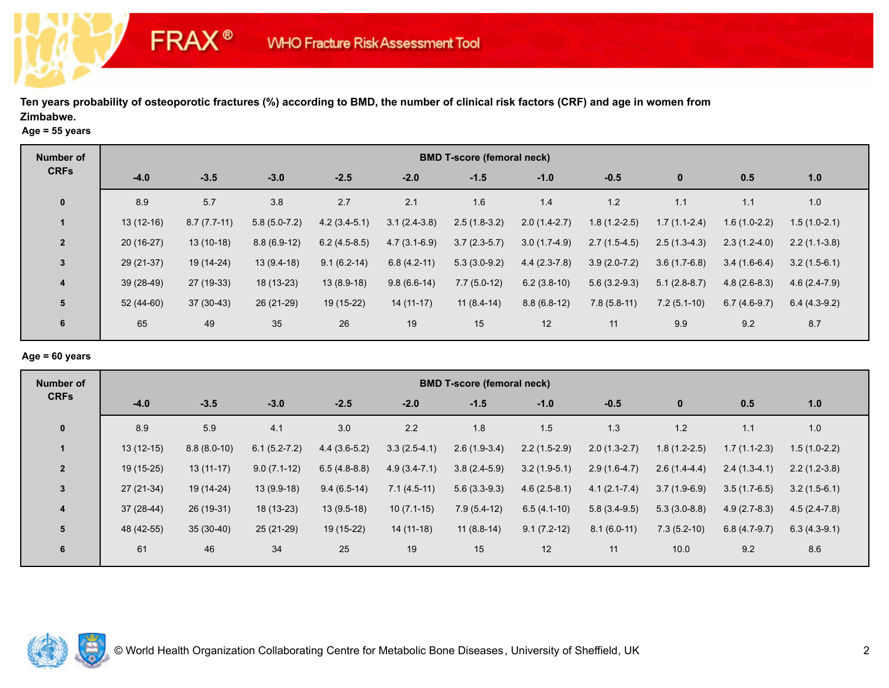FRAX® WHO Fracture Risk Assessment Tool

**Ten years probability of osteoporotic fractures (%) according to BMD, the number of clinical risk factors (CRF) and age in women from Zimbabwe.**

**Age = 55 years**

| Number of CRFs | BMD T-score (femoral neck) | | | | | | | | | | |
|---|---|---|---|---|---|---|---|---|---|---|---|
| | -4.0 | -3.5 | -3.0 | -2.5 | -2.0 | -1.5 | -1.0 | -0.5 | 0 | 0.5 | 1.0 |
| 0 | 8.9 | 5.7 | 3.8 | 2.7 | 2.1 | 1.6 | 1.4 | 1.2 | 1.1 | 1.1 | 1.0 |
| 1 | 13 (12-16) | 8.7 (7.7-11) | 5.8 (5.0-7.2) | 4.2 (3.4-5.1) | 3.1 (2.4-3.8) | 2.5 (1.8-3.2) | 2.0 (1.4-2.7) | 1.8 (1.2-2.5) | 1.7 (1.1-2.4) | 1.6 (1.0-2.2) | 1.5 (1.0-2.1) |
| 2 | 20 (16-27) | 13 (10-18) | 8.8 (6.9-12) | 6.2 (4.5-8.5) | 4.7 (3.1-6.9) | 3.7 (2.3-5.7) | 3.0 (1.7-4.9) | 2.7 (1.5-4.5) | 2.5 (1.3-4.3) | 2.3 (1.2-4.0) | 2.2 (1.1-3.8) |
| 3 | 29 (21-37) | 19 (14-24) | 13 (9.4-18) | 9.1 (6.2-14) | 6.8 (4.2-11) | 5.3 (3.0-9.2) | 4.4 (2.3-7.8) | 3.9 (2.0-7.2) | 3.6 (1.7-6.8) | 3.4 (1.6-6.4) | 3.2 (1.5-6.1) |
| 4 | 39 (28-49) | 27 (19-33) | 18 (13-23) | 13 (8.9-18) | 9.8 (6.6-14) | 7.7 (5.0-12) | 6.2 (3.8-10) | 5.6 (3.2-9.3) | 5.1 (2.8-8.7) | 4.8 (2.6-8.3) | 4.6 (2.4-7.9) |
| 5 | 52 (44-60) | 37 (30-43) | 26 (21-29) | 19 (15-22) | 14 (11-17) | 11 (8.4-14) | 8.8 (6.8-12) | 7.8 (5.8-11) | 7.2 (5.1-10) | 6.7 (4.6-9.7) | 6.4 (4.3-9.2) |
| 6 | 65 | 49 | 35 | 26 | 19 | 15 | 12 | 11 | 9.9 | 9.2 | 8.7 |

**Age = 60 years**

| Number of CRFs | BMD T-score (femoral neck) | | | | | | | | | | |
|---|---|---|---|---|---|---|---|---|---|---|---|
| | -4.0 | -3.5 | -3.0 | -2.5 | -2.0 | -1.5 | -1.0 | -0.5 | 0 | 0.5 | 1.0 |
| 0 | 8.9 | 5.9 | 4.1 | 3.0 | 2.2 | 1.8 | 1.5 | 1.3 | 1.2 | 1.1 | 1.0 |
| 1 | 13 (12-15) | 8.8 (8.0-10) | 6.1 (5.2-7.2) | 4.4 (3.6-5.2) | 3.3 (2.5-4.1) | 2.6 (1.9-3.4) | 2.2 (1.5-2.9) | 2.0 (1.3-2.7) | 1.8 (1.2-2.5) | 1.7 (1.1-2.3) | 1.5 (1.0-2.2) |
| 2 | 19 (15-25) | 13 (11-17) | 9.0 (7.1-12) | 6.5 (4.8-8.8) | 4.9 (3.4-7.1) | 3.8 (2.4-5.9) | 3.2 (1.9-5.1) | 2.9 (1.6-4.7) | 2.6 (1.4-4.4) | 2.4 (1.3-4.1) | 2.2 (1.2-3.8) |
| 3 | 27 (21-34) | 19 (14-24) | 13 (9.9-18) | 9.4 (6.5-14) | 7.1 (4.5-11) | 5.6 (3.3-9.3) | 4.6 (2.5-8.1) | 4.1 (2.1-7.4) | 3.7 (1.9-6.9) | 3.5 (1.7-6.5) | 3.2 (1.5-6.1) |
| 4 | 37 (28-44) | 26 (19-31) | 18 (13-23) | 13 (9.5-18) | 10 (7.1-15) | 7.9 (5.4-12) | 6.5 (4.1-10) | 5.8 (3.4-9.5) | 5.3 (3.0-8.8) | 4.9 (2.7-8.3) | 4.5 (2.4-7.8) |
| 5 | 48 (42-55) | 35 (30-40) | 25 (21-29) | 19 (15-22) | 14 (11-18) | 11 (8.8-14) | 9.1 (7.2-12) | 8.1 (6.0-11) | 7.3 (5.2-10) | 6.8 (4.7-9.7) | 6.3 (4.3-9.1) |
| 6 | 61 | 46 | 34 | 25 | 19 | 15 | 12 | 11 | 10.0 | 9.2 | 8.6 |

© World Health Organization Collaborating Centre for Metabolic Bone Diseases, University of Sheffield, UK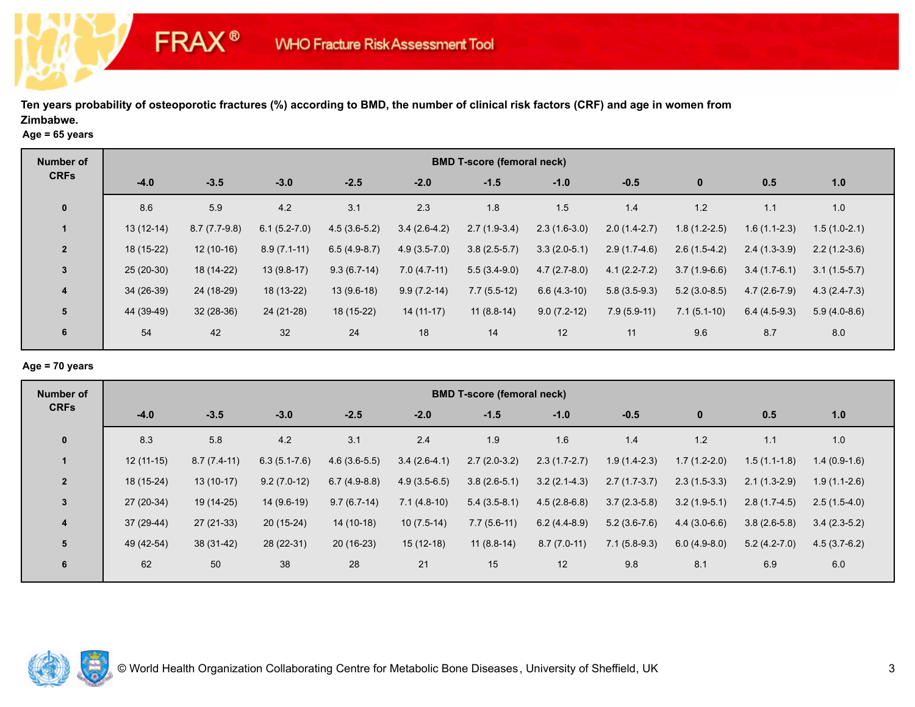Ten years probability of osteoporotic fractures (%) according to BMD, the number of clinical risk factors (CRF) and age in women from Zimbabwe.

**Age = 65 years**

| Number of CRFs | BMD T-score (femoral neck) | | | | | | | | | | |
|---|---|---|---|---|---|---|---|---|---|---|---|
| | -4.0 | -3.5 | -3.0 | -2.5 | -2.0 | -1.5 | -1.0 | -0.5 | 0 | 0.5 | 1.0 |
| 0 | 8.6 | 5.9 | 4.2 | 3.1 | 2.3 | 1.8 | 1.5 | 1.4 | 1.2 | 1.1 | 1.0 |
| 1 | 13 (12-14) | 8.7 (7.7-9.8) | 6.1 (5.2-7.0) | 4.5 (3.6-5.2) | 3.4 (2.6-4.2) | 2.7 (1.9-3.4) | 2.3 (1.6-3.0) | 2.0 (1.4-2.7) | 1.8 (1.2-2.5) | 1.6 (1.1-2.3) | 1.5 (1.0-2.1) |
| 2 | 18 (15-22) | 12 (10-16) | 8.9 (7.1-11) | 6.5 (4.9-8.7) | 4.9 (3.5-7.0) | 3.8 (2.5-5.7) | 3.3 (2.0-5.1) | 2.9 (1.7-4.6) | 2.6 (1.5-4.2) | 2.4 (1.3-3.9) | 2.2 (1.2-3.6) |
| 3 | 25 (20-30) | 18 (14-22) | 13 (9.8-17) | 9.3 (6.7-14) | 7.0 (4.7-11) | 5.5 (3.4-9.0) | 4.7 (2.7-8.0) | 4.1 (2.2-7.2) | 3.7 (1.9-6.6) | 3.4 (1.7-6.1) | 3.1 (1.5-5.7) |
| 4 | 34 (26-39) | 24 (18-29) | 18 (13-22) | 13 (9.6-18) | 9.9 (7.2-14) | 7.7 (5.5-12) | 6.6 (4.3-10) | 5.8 (3.5-9.3) | 5.2 (3.0-8.5) | 4.7 (2.6-7.9) | 4.3 (2.4-7.3) |
| 5 | 44 (39-49) | 32 (28-36) | 24 (21-28) | 18 (15-22) | 14 (11-17) | 11 (8.8-14) | 9.0 (7.2-12) | 7.9 (5.9-11) | 7.1 (5.1-10) | 6.4 (4.5-9.3) | 5.9 (4.0-8.6) |
| 6 | 54 | 42 | 32 | 24 | 18 | 14 | 12 | 11 | 9.6 | 8.7 | 8.0 |

**Age = 70 years**

| Number of CRFs | BMD T-score (femoral neck) | | | | | | | | | | |
|---|---|---|---|---|---|---|---|---|---|---|---|
| | -4.0 | -3.5 | -3.0 | -2.5 | -2.0 | -1.5 | -1.0 | -0.5 | 0 | 0.5 | 1.0 |
| 0 | 8.3 | 5.8 | 4.2 | 3.1 | 2.4 | 1.9 | 1.6 | 1.4 | 1.2 | 1.1 | 1.0 |
| 1 | 12 (11-15) | 8.7 (7.4-11) | 6.3 (5.1-7.6) | 4.6 (3.6-5.5) | 3.4 (2.6-4.1) | 2.7 (2.0-3.2) | 2.3 (1.7-2.7) | 1.9 (1.4-2.3) | 1.7 (1.2-2.0) | 1.5 (1.1-1.8) | 1.4 (0.9-1.6) |
| 2 | 18 (15-24) | 13 (10-17) | 9.2 (7.0-12) | 6.7 (4.9-8.8) | 4.9 (3.5-6.5) | 3.8 (2.6-5.1) | 3.2 (2.1-4.3) | 2.7 (1.7-3.7) | 2.3 (1.5-3.3) | 2.1 (1.3-2.9) | 1.9 (1.1-2.6) |
| 3 | 27 (20-34) | 19 (14-25) | 14 (9.6-19) | 9.7 (6.7-14) | 7.1 (4.8-10) | 5.4 (3.5-8.1) | 4.5 (2.8-6.8) | 3.7 (2.3-5.8) | 3.2 (1.9-5.1) | 2.8 (1.7-4.5) | 2.5 (1.5-4.0) |
| 4 | 37 (29-44) | 27 (21-33) | 20 (15-24) | 14 (10-18) | 10 (7.5-14) | 7.7 (5.6-11) | 6.2 (4.4-8.9) | 5.2 (3.6-7.6) | 4.4 (3.0-6.6) | 3.8 (2.6-5.8) | 3.4 (2.3-5.2) |
| 5 | 49 (42-54) | 38 (31-42) | 28 (22-31) | 20 (16-23) | 15 (12-18) | 11 (8.8-14) | 8.7 (7.0-11) | 7.1 (5.8-9.3) | 6.0 (4.9-8.0) | 5.2 (4.2-7.0) | 4.5 (3.7-6.2) |
| 6 | 62 | 50 | 38 | 28 | 21 | 15 | 12 | 9.8 | 8.1 | 6.9 | 6.0 |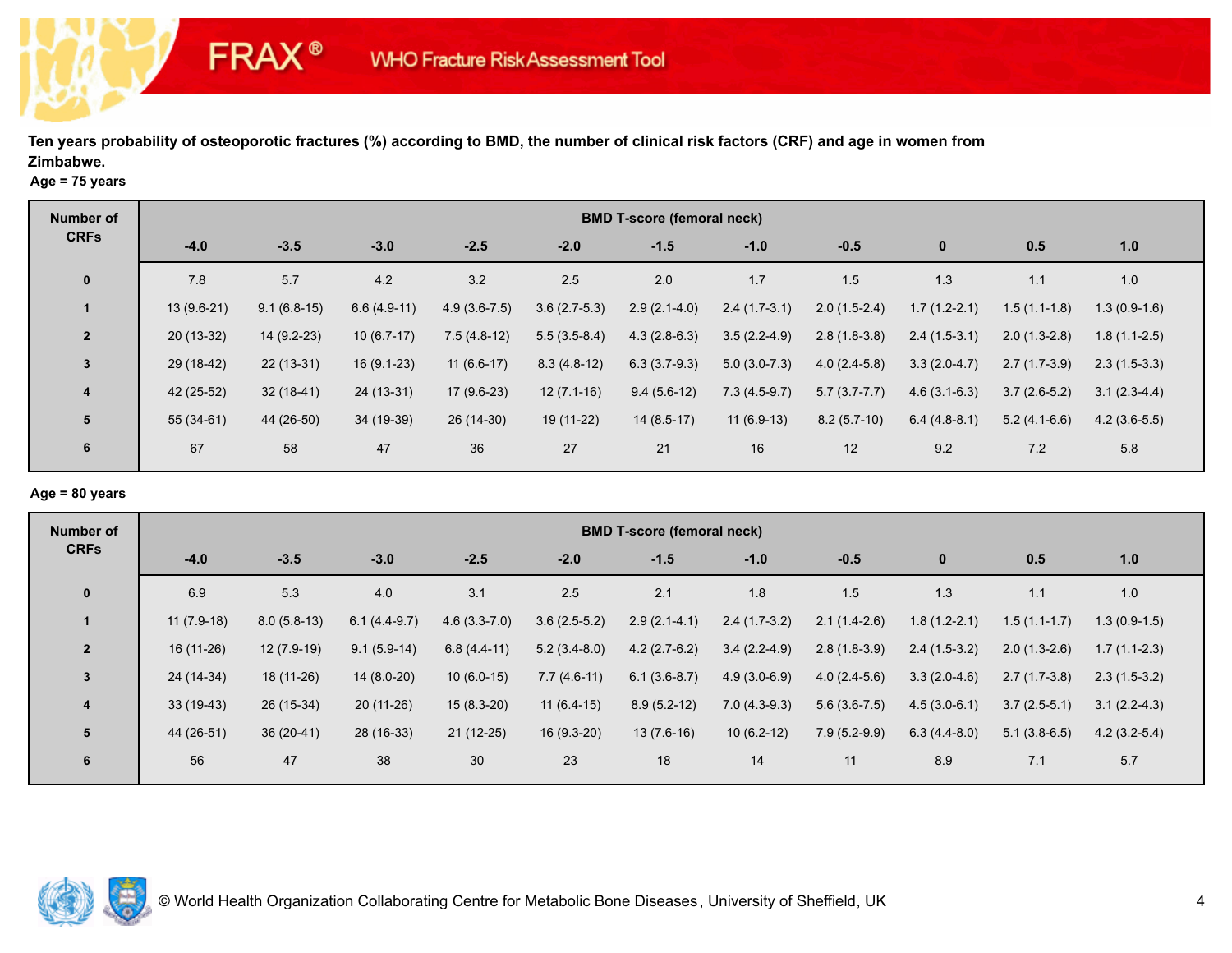**Ten years probability of osteoporotic fractures (%) according to BMD, the number of clinical risk factors (CRF) and age in women from Zimbabwe.**

**Age = 75 years**

| Number of CRFs | BMD T-score (femoral neck) | | | | | | | | | | |
|---|---|---|---|---|---|---|---|---|---|---|---|
| | -4.0 | -3.5 | -3.0 | -2.5 | -2.0 | -1.5 | -1.0 | -0.5 | 0 | 0.5 | 1.0 |
| 0 | 7.8 | 5.7 | 4.2 | 3.2 | 2.5 | 2.0 | 1.7 | 1.5 | 1.3 | 1.1 | 1.0 |
| 1 | 13 (9.6-21) | 9.1 (6.8-15) | 6.6 (4.9-11) | 4.9 (3.6-7.5) | 3.6 (2.7-5.3) | 2.9 (2.1-4.0) | 2.4 (1.7-3.1) | 2.0 (1.5-2.4) | 1.7 (1.2-2.1) | 1.5 (1.1-1.8) | 1.3 (0.9-1.6) |
| 2 | 20 (13-32) | 14 (9.2-23) | 10 (6.7-17) | 7.5 (4.8-12) | 5.5 (3.5-8.4) | 4.3 (2.8-6.3) | 3.5 (2.2-4.9) | 2.8 (1.8-3.8) | 2.4 (1.5-3.1) | 2.0 (1.3-2.8) | 1.8 (1.1-2.5) |
| 3 | 29 (18-42) | 22 (13-31) | 16 (9.1-23) | 11 (6.6-17) | 8.3 (4.8-12) | 6.3 (3.7-9.3) | 5.0 (3.0-7.3) | 4.0 (2.4-5.8) | 3.3 (2.0-4.7) | 2.7 (1.7-3.9) | 2.3 (1.5-3.3) |
| 4 | 42 (25-52) | 32 (18-41) | 24 (13-31) | 17 (9.6-23) | 12 (7.1-16) | 9.4 (5.6-12) | 7.3 (4.5-9.7) | 5.7 (3.7-7.7) | 4.6 (3.1-6.3) | 3.7 (2.6-5.2) | 3.1 (2.3-4.4) |
| 5 | 55 (34-61) | 44 (26-50) | 34 (19-39) | 26 (14-30) | 19 (11-22) | 14 (8.5-17) | 11 (6.9-13) | 8.2 (5.7-10) | 6.4 (4.8-8.1) | 5.2 (4.1-6.6) | 4.2 (3.6-5.5) |
| 6 | 67 | 58 | 47 | 36 | 27 | 21 | 16 | 12 | 9.2 | 7.2 | 5.8 |

**Age = 80 years**

| Number of CRFs | BMD T-score (femoral neck) | | | | | | | | | | |
|---|---|---|---|---|---|---|---|---|---|---|---|
| | -4.0 | -3.5 | -3.0 | -2.5 | -2.0 | -1.5 | -1.0 | -0.5 | 0 | 0.5 | 1.0 |
| 0 | 6.9 | 5.3 | 4.0 | 3.1 | 2.5 | 2.1 | 1.8 | 1.5 | 1.3 | 1.1 | 1.0 |
| 1 | 11 (7.9-18) | 8.0 (5.8-13) | 6.1 (4.4-9.7) | 4.6 (3.3-7.0) | 3.6 (2.5-5.2) | 2.9 (2.1-4.1) | 2.4 (1.7-3.2) | 2.1 (1.4-2.6) | 1.8 (1.2-2.1) | 1.5 (1.1-1.7) | 1.3 (0.9-1.5) |
| 2 | 16 (11-26) | 12 (7.9-19) | 9.1 (5.9-14) | 6.8 (4.4-11) | 5.2 (3.4-8.0) | 4.2 (2.7-6.2) | 3.4 (2.2-4.9) | 2.8 (1.8-3.9) | 2.4 (1.5-3.2) | 2.0 (1.3-2.6) | 1.7 (1.1-2.3) |
| 3 | 24 (14-34) | 18 (11-26) | 14 (8.0-20) | 10 (6.0-15) | 7.7 (4.6-11) | 6.1 (3.6-8.7) | 4.9 (3.0-6.9) | 4.0 (2.4-5.6) | 3.3 (2.0-4.6) | 2.7 (1.7-3.8) | 2.3 (1.5-3.2) |
| 4 | 33 (19-43) | 26 (15-34) | 20 (11-26) | 15 (8.3-20) | 11 (6.4-15) | 8.9 (5.2-12) | 7.0 (4.3-9.3) | 5.6 (3.6-7.5) | 4.5 (3.0-6.1) | 3.7 (2.5-5.1) | 3.1 (2.2-4.3) |
| 5 | 44 (26-51) | 36 (20-41) | 28 (16-33) | 21 (12-25) | 16 (9.3-20) | 13 (7.6-16) | 10 (6.2-12) | 7.9 (5.2-9.9) | 6.3 (4.4-8.0) | 5.1 (3.8-6.5) | 4.2 (3.2-5.4) |
| 6 | 56 | 47 | 38 | 30 | 23 | 18 | 14 | 11 | 8.9 | 7.1 | 5.7 |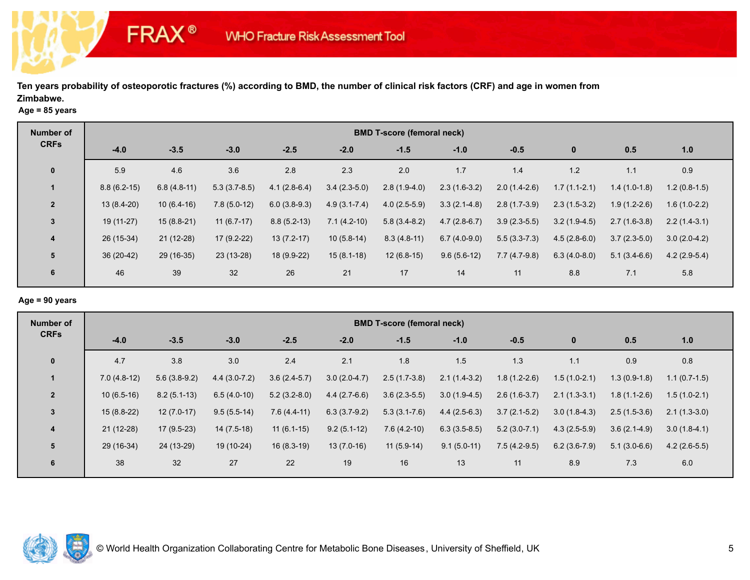Ten years probability of osteoporotic fractures (%) according to BMD, the number of clinical risk factors (CRF) and age in women from Zimbabwe.

**Age = 85 years**

| Number of CRFs | BMD T-score (femoral neck) | | | | | | | | | | |
|---|---|---|---|---|---|---|---|---|---|---|---|
| | -4.0 | -3.5 | -3.0 | -2.5 | -2.0 | -1.5 | -1.0 | -0.5 | 0 | 0.5 | 1.0 |
| 0 | 5.9 | 4.6 | 3.6 | 2.8 | 2.3 | 2.0 | 1.7 | 1.4 | 1.2 | 1.1 | 0.9 |
| 1 | 8.8 (6.2-15) | 6.8 (4.8-11) | 5.3 (3.7-8.5) | 4.1 (2.8-6.4) | 3.4 (2.3-5.0) | 2.8 (1.9-4.0) | 2.3 (1.6-3.2) | 2.0 (1.4-2.6) | 1.7 (1.1-2.1) | 1.4 (1.0-1.8) | 1.2 (0.8-1.5) |
| 2 | 13 (8.4-20) | 10 (6.4-16) | 7.8 (5.0-12) | 6.0 (3.8-9.3) | 4.9 (3.1-7.4) | 4.0 (2.5-5.9) | 3.3 (2.1-4.8) | 2.8 (1.7-3.9) | 2.3 (1.5-3.2) | 1.9 (1.2-2.6) | 1.6 (1.0-2.2) |
| 3 | 19 (11-27) | 15 (8.8-21) | 11 (6.7-17) | 8.8 (5.2-13) | 7.1 (4.2-10) | 5.8 (3.4-8.2) | 4.7 (2.8-6.7) | 3.9 (2.3-5.5) | 3.2 (1.9-4.5) | 2.7 (1.6-3.8) | 2.2 (1.4-3.1) |
| 4 | 26 (15-34) | 21 (12-28) | 17 (9.2-22) | 13 (7.2-17) | 10 (5.8-14) | 8.3 (4.8-11) | 6.7 (4.0-9.0) | 5.5 (3.3-7.3) | 4.5 (2.8-6.0) | 3.7 (2.3-5.0) | 3.0 (2.0-4.2) |
| 5 | 36 (20-42) | 29 (16-35) | 23 (13-28) | 18 (9.9-22) | 15 (8.1-18) | 12 (6.8-15) | 9.6 (5.6-12) | 7.7 (4.7-9.8) | 6.3 (4.0-8.0) | 5.1 (3.4-6.6) | 4.2 (2.9-5.4) |
| 6 | 46 | 39 | 32 | 26 | 21 | 17 | 14 | 11 | 8.8 | 7.1 | 5.8 |

**Age = 90 years**

| Number of CRFs | BMD T-score (femoral neck) | | | | | | | | | | |
|---|---|---|---|---|---|---|---|---|---|---|---|
| | -4.0 | -3.5 | -3.0 | -2.5 | -2.0 | -1.5 | -1.0 | -0.5 | 0 | 0.5 | 1.0 |
| 0 | 4.7 | 3.8 | 3.0 | 2.4 | 2.1 | 1.8 | 1.5 | 1.3 | 1.1 | 0.9 | 0.8 |
| 1 | 7.0 (4.8-12) | 5.6 (3.8-9.2) | 4.4 (3.0-7.2) | 3.6 (2.4-5.7) | 3.0 (2.0-4.7) | 2.5 (1.7-3.8) | 2.1 (1.4-3.2) | 1.8 (1.2-2.6) | 1.5 (1.0-2.1) | 1.3 (0.9-1.8) | 1.1 (0.7-1.5) |
| 2 | 10 (6.5-16) | 8.2 (5.1-13) | 6.5 (4.0-10) | 5.2 (3.2-8.0) | 4.4 (2.7-6.6) | 3.6 (2.3-5.5) | 3.0 (1.9-4.5) | 2.6 (1.6-3.7) | 2.1 (1.3-3.1) | 1.8 (1.1-2.6) | 1.5 (1.0-2.1) |
| 3 | 15 (8.8-22) | 12 (7.0-17) | 9.5 (5.5-14) | 7.6 (4.4-11) | 6.3 (3.7-9.2) | 5.3 (3.1-7.6) | 4.4 (2.5-6.3) | 3.7 (2.1-5.2) | 3.0 (1.8-4.3) | 2.5 (1.5-3.6) | 2.1 (1.3-3.0) |
| 4 | 21 (12-28) | 17 (9.5-23) | 14 (7.5-18) | 11 (6.1-15) | 9.2 (5.1-12) | 7.6 (4.2-10) | 6.3 (3.5-8.5) | 5.2 (3.0-7.1) | 4.3 (2.5-5.9) | 3.6 (2.1-4.9) | 3.0 (1.8-4.1) |
| 5 | 29 (16-34) | 24 (13-29) | 19 (10-24) | 16 (8.3-19) | 13 (7.0-16) | 11 (5.9-14) | 9.1 (5.0-11) | 7.5 (4.2-9.5) | 6.2 (3.6-7.9) | 5.1 (3.0-6.6) | 4.2 (2.6-5.5) |
| 6 | 38 | 32 | 27 | 22 | 19 | 16 | 13 | 11 | 8.9 | 7.3 | 6.0 |

© World Health Organization Collaborating Centre for Metabolic Bone Diseases, University of Sheffield, UK